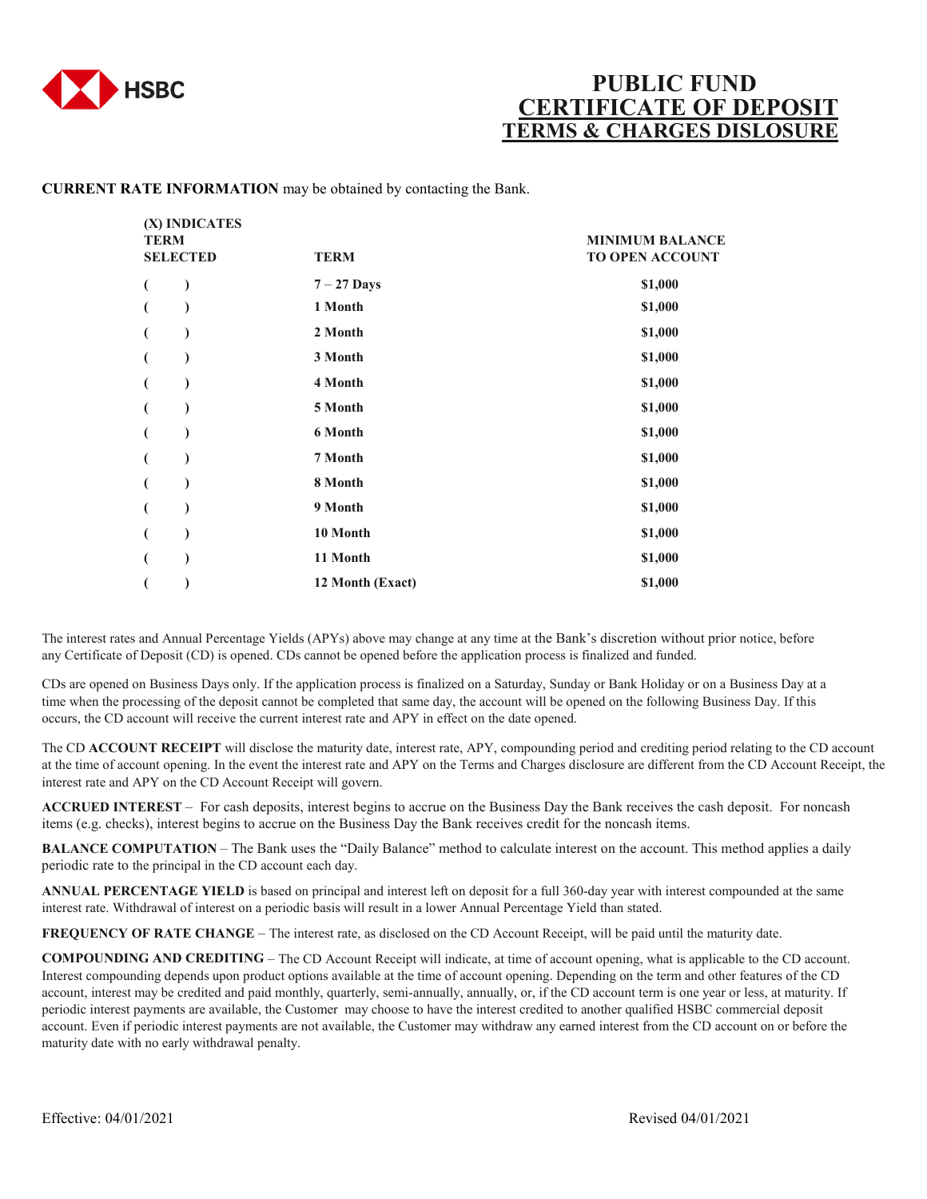HSBC

# PUBLIC FUND
# CERTIFICATE OF DEPOSIT
# TERMS & CHARGES DISLOSURE

**CURRENT RATE INFORMATION** may be obtained by contacting the Bank.

| (X) INDICATES TERM SELECTED | TERM | MINIMUM BALANCE TO OPEN ACCOUNT |
|---|---|---|
| (   ) | 7 – 27 Days | $1,000 |
| (   ) | 1 Month | $1,000 |
| (   ) | 2 Month | $1,000 |
| (   ) | 3 Month | $1,000 |
| (   ) | 4 Month | $1,000 |
| (   ) | 5 Month | $1,000 |
| (   ) | 6 Month | $1,000 |
| (   ) | 7 Month | $1,000 |
| (   ) | 8 Month | $1,000 |
| (   ) | 9 Month | $1,000 |
| (   ) | 10 Month | $1,000 |
| (   ) | 11 Month | $1,000 |
| (   ) | 12 Month (Exact) | $1,000 |

The interest rates and Annual Percentage Yields (APYs) above may change at any time at the Bank's discretion without prior notice, before any Certificate of Deposit (CD) is opened. CDs cannot be opened before the application process is finalized and funded.

CDs are opened on Business Days only. If the application process is finalized on a Saturday, Sunday or Bank Holiday or on a Business Day at a time when the processing of the deposit cannot be completed that same day, the account will be opened on the following Business Day. If this occurs, the CD account will receive the current interest rate and APY in effect on the date opened.

The CD **ACCOUNT RECEIPT** will disclose the maturity date, interest rate, APY, compounding period and crediting period relating to the CD account at the time of account opening. In the event the interest rate and APY on the Terms and Charges disclosure are different from the CD Account Receipt, the interest rate and APY on the CD Account Receipt will govern.

**ACCRUED INTEREST** – For cash deposits, interest begins to accrue on the Business Day the Bank receives the cash deposit. For noncash items (e.g. checks), interest begins to accrue on the Business Day the Bank receives credit for the noncash items.

**BALANCE COMPUTATION** – The Bank uses the "Daily Balance" method to calculate interest on the account. This method applies a daily periodic rate to the principal in the CD account each day.

**ANNUAL PERCENTAGE YIELD** is based on principal and interest left on deposit for a full 360-day year with interest compounded at the same interest rate. Withdrawal of interest on a periodic basis will result in a lower Annual Percentage Yield than stated.

**FREQUENCY OF RATE CHANGE** – The interest rate, as disclosed on the CD Account Receipt, will be paid until the maturity date.

**COMPOUNDING AND CREDITING** – The CD Account Receipt will indicate, at time of account opening, what is applicable to the CD account. Interest compounding depends upon product options available at the time of account opening. Depending on the term and other features of the CD account, interest may be credited and paid monthly, quarterly, semi-annually, annually, or, if the CD account term is one year or less, at maturity. If periodic interest payments are available, the Customer may choose to have the interest credited to another qualified HSBC commercial deposit account. Even if periodic interest payments are not available, the Customer may withdraw any earned interest from the CD account on or before the maturity date with no early withdrawal penalty.

Effective: 04/01/2021 Revised 04/01/2021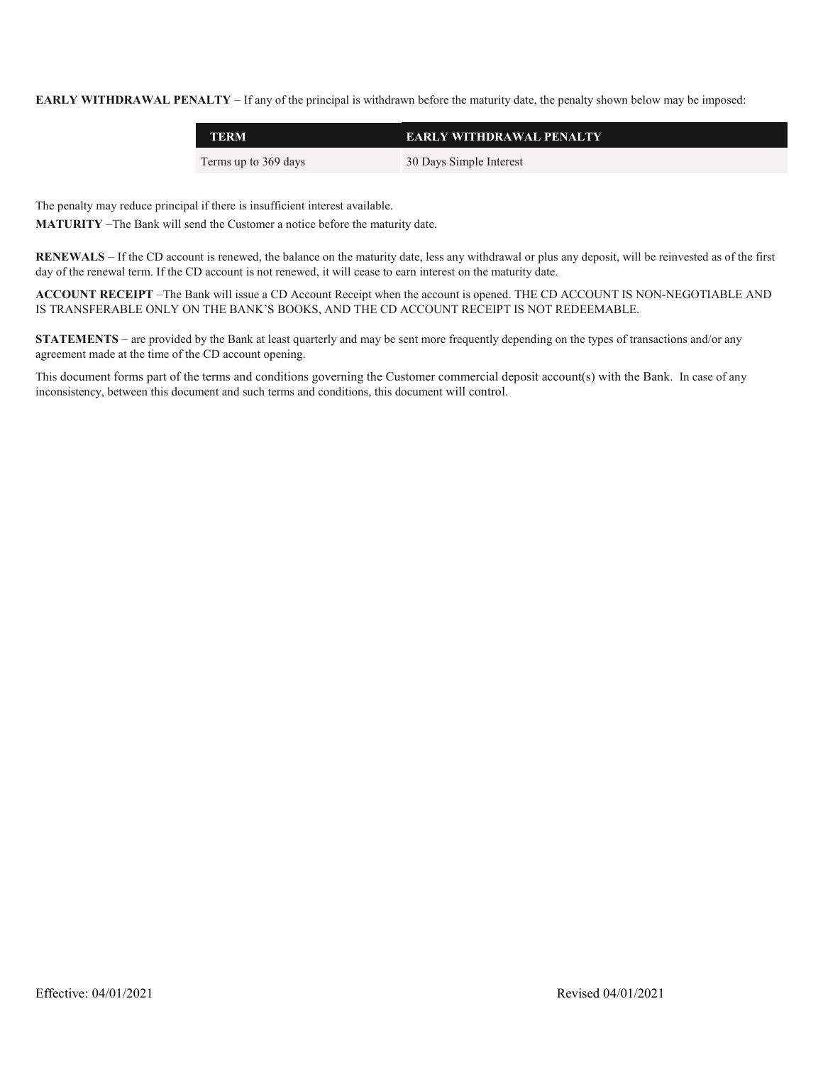**EARLY WITHDRAWAL PENALTY** – If any of the principal is withdrawn before the maturity date, the penalty shown below may be imposed:

| TERM | EARLY WITHDRAWAL PENALTY |
|---|---|
| Terms up to 369 days | 30 Days Simple Interest |

The penalty may reduce principal if there is insufficient interest available.

**MATURITY** –The Bank will send the Customer a notice before the maturity date.

**RENEWALS** – If the CD account is renewed, the balance on the maturity date, less any withdrawal or plus any deposit, will be reinvested as of the first day of the renewal term. If the CD account is not renewed, it will cease to earn interest on the maturity date.

**ACCOUNT RECEIPT** –The Bank will issue a CD Account Receipt when the account is opened. THE CD ACCOUNT IS NON-NEGOTIABLE AND IS TRANSFERABLE ONLY ON THE BANK'S BOOKS, AND THE CD ACCOUNT RECEIPT IS NOT REDEEMABLE.

**STATEMENTS** – are provided by the Bank at least quarterly and may be sent more frequently depending on the types of transactions and/or any agreement made at the time of the CD account opening.

This document forms part of the terms and conditions governing the Customer commercial deposit account(s) with the Bank. In case of any inconsistency, between this document and such terms and conditions, this document will control.

Effective: 04/01/2021 Revised 04/01/2021